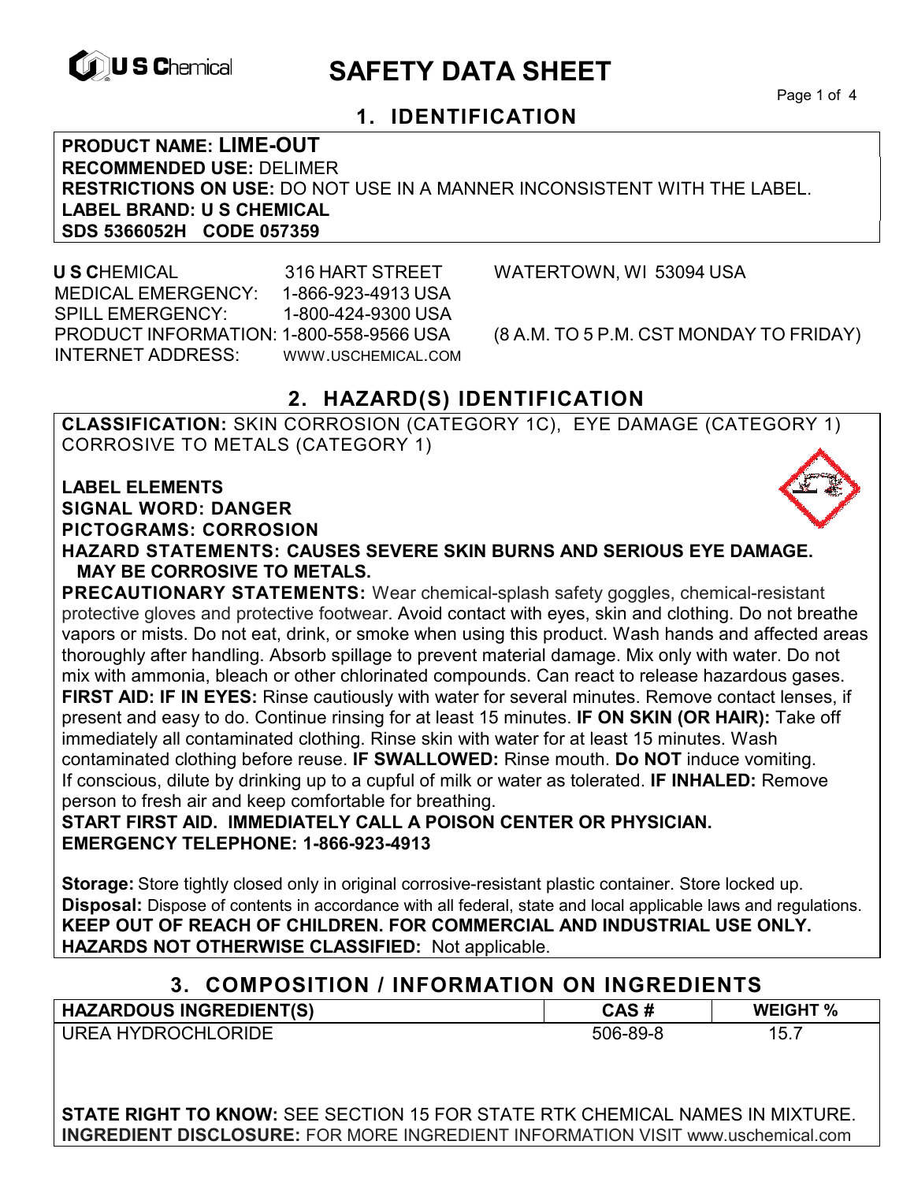U S Chemical

# SAFETY DATA SHEET

## 1. IDENTIFICATION

**PRODUCT NAME: LIME-OUT**
**RECOMMENDED USE:** DELIMER
**RESTRICTIONS ON USE:** DO NOT USE IN A MANNER INCONSISTENT WITH THE LABEL.
**LABEL BRAND: U S CHEMICAL**
**SDS 5366052H CODE 057359**

**U S C**HEMICAL 316 HART STREET WATERTOWN, WI 53094 USA
MEDICAL EMERGENCY: 1-866-923-4913 USA
SPILL EMERGENCY: 1-800-424-9300 USA
PRODUCT INFORMATION: 1-800-558-9566 USA (8 A.M. TO 5 P.M. CST MONDAY TO FRIDAY)
INTERNET ADDRESS: WWW.USCHEMICAL.COM

## 2. HAZARD(S) IDENTIFICATION

**CLASSIFICATION:** SKIN CORROSION (CATEGORY 1C), EYE DAMAGE (CATEGORY 1) CORROSIVE TO METALS (CATEGORY 1)

**LABEL ELEMENTS**
**SIGNAL WORD: DANGER**
**PICTOGRAMS: CORROSION**
**HAZARD STATEMENTS: CAUSES SEVERE SKIN BURNS AND SERIOUS EYE DAMAGE. MAY BE CORROSIVE TO METALS.**
**PRECAUTIONARY STATEMENTS:** Wear chemical-splash safety goggles, chemical-resistant protective gloves and protective footwear. Avoid contact with eyes, skin and clothing. Do not breathe vapors or mists. Do not eat, drink, or smoke when using this product. Wash hands and affected areas thoroughly after handling. Absorb spillage to prevent material damage. Mix only with water. Do not mix with ammonia, bleach or other chlorinated compounds. Can react to release hazardous gases.
**FIRST AID: IF IN EYES:** Rinse cautiously with water for several minutes. Remove contact lenses, if present and easy to do. Continue rinsing for at least 15 minutes. **IF ON SKIN (OR HAIR):** Take off immediately all contaminated clothing. Rinse skin with water for at least 15 minutes. Wash contaminated clothing before reuse. **IF SWALLOWED:** Rinse mouth. **Do NOT** induce vomiting. If conscious, dilute by drinking up to a cupful of milk or water as tolerated. **IF INHALED:** Remove person to fresh air and keep comfortable for breathing.
**START FIRST AID. IMMEDIATELY CALL A POISON CENTER OR PHYSICIAN.**
**EMERGENCY TELEPHONE: 1-866-923-4913**

**Storage:** Store tightly closed only in original corrosive-resistant plastic container. Store locked up.
**Disposal:** Dispose of contents in accordance with all federal, state and local applicable laws and regulations.
**KEEP OUT OF REACH OF CHILDREN. FOR COMMERCIAL AND INDUSTRIAL USE ONLY.**
**HAZARDS NOT OTHERWISE CLASSIFIED:** Not applicable.

## 3. COMPOSITION / INFORMATION ON INGREDIENTS

| HAZARDOUS INGREDIENT(S) | CAS # | WEIGHT % |
|---|---|---|
| UREA HYDROCHLORIDE | 506-89-8 | 15.7 |

**STATE RIGHT TO KNOW:** SEE SECTION 15 FOR STATE RTK CHEMICAL NAMES IN MIXTURE.
**INGREDIENT DISCLOSURE:** FOR MORE INGREDIENT INFORMATION VISIT www.uschemical.com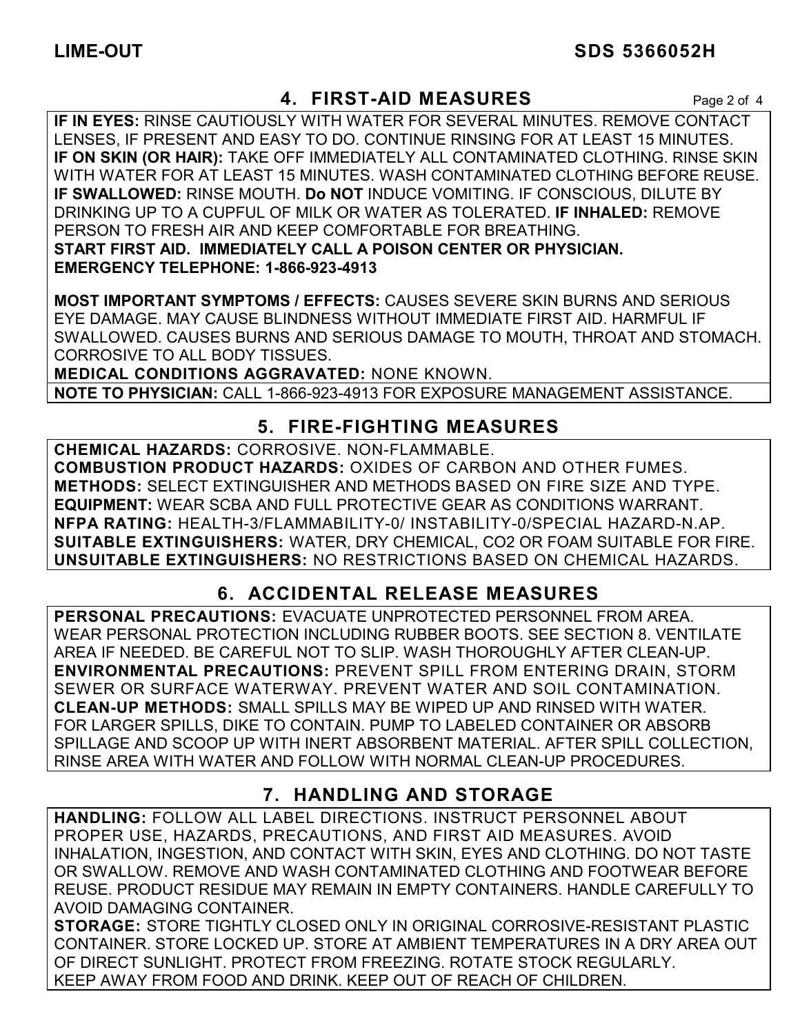## 4. FIRST-AID MEASURES

**IF IN EYES:** RINSE CAUTIOUSLY WITH WATER FOR SEVERAL MINUTES. REMOVE CONTACT LENSES, IF PRESENT AND EASY TO DO. CONTINUE RINSING FOR AT LEAST 15 MINUTES.
**IF ON SKIN (OR HAIR):** TAKE OFF IMMEDIATELY ALL CONTAMINATED CLOTHING. RINSE SKIN WITH WATER FOR AT LEAST 15 MINUTES. WASH CONTAMINATED CLOTHING BEFORE REUSE.
**IF SWALLOWED:** RINSE MOUTH. **Do NOT** INDUCE VOMITING. IF CONSCIOUS, DILUTE BY DRINKING UP TO A CUPFUL OF MILK OR WATER AS TOLERATED. **IF INHALED:** REMOVE PERSON TO FRESH AIR AND KEEP COMFORTABLE FOR BREATHING.
**START FIRST AID. IMMEDIATELY CALL A POISON CENTER OR PHYSICIAN.**
**EMERGENCY TELEPHONE: 1-866-923-4913**

**MOST IMPORTANT SYMPTOMS / EFFECTS:** CAUSES SEVERE SKIN BURNS AND SERIOUS EYE DAMAGE. MAY CAUSE BLINDNESS WITHOUT IMMEDIATE FIRST AID. HARMFUL IF SWALLOWED. CAUSES BURNS AND SERIOUS DAMAGE TO MOUTH, THROAT AND STOMACH. CORROSIVE TO ALL BODY TISSUES.
**MEDICAL CONDITIONS AGGRAVATED:** NONE KNOWN.

**NOTE TO PHYSICIAN:** CALL 1-866-923-4913 FOR EXPOSURE MANAGEMENT ASSISTANCE.

## 5. FIRE-FIGHTING MEASURES

**CHEMICAL HAZARDS:** CORROSIVE. NON-FLAMMABLE.
**COMBUSTION PRODUCT HAZARDS:** OXIDES OF CARBON AND OTHER FUMES.
**METHODS:** SELECT EXTINGUISHER AND METHODS BASED ON FIRE SIZE AND TYPE.
**EQUIPMENT:** WEAR SCBA AND FULL PROTECTIVE GEAR AS CONDITIONS WARRANT.
**NFPA RATING:** HEALTH-3/FLAMMABILITY-0/ INSTABILITY-0/SPECIAL HAZARD-N.AP.
**SUITABLE EXTINGUISHERS:** WATER, DRY CHEMICAL, CO2 OR FOAM SUITABLE FOR FIRE.
**UNSUITABLE EXTINGUISHERS:** NO RESTRICTIONS BASED ON CHEMICAL HAZARDS.

## 6. ACCIDENTAL RELEASE MEASURES

**PERSONAL PRECAUTIONS:** EVACUATE UNPROTECTED PERSONNEL FROM AREA. WEAR PERSONAL PROTECTION INCLUDING RUBBER BOOTS. SEE SECTION 8. VENTILATE AREA IF NEEDED. BE CAREFUL NOT TO SLIP. WASH THOROUGHLY AFTER CLEAN-UP.
**ENVIRONMENTAL PRECAUTIONS:** PREVENT SPILL FROM ENTERING DRAIN, STORM SEWER OR SURFACE WATERWAY. PREVENT WATER AND SOIL CONTAMINATION.
**CLEAN-UP METHODS:** SMALL SPILLS MAY BE WIPED UP AND RINSED WITH WATER. FOR LARGER SPILLS, DIKE TO CONTAIN. PUMP TO LABELED CONTAINER OR ABSORB SPILLAGE AND SCOOP UP WITH INERT ABSORBENT MATERIAL. AFTER SPILL COLLECTION, RINSE AREA WITH WATER AND FOLLOW WITH NORMAL CLEAN-UP PROCEDURES.

## 7. HANDLING AND STORAGE

**HANDLING:** FOLLOW ALL LABEL DIRECTIONS. INSTRUCT PERSONNEL ABOUT PROPER USE, HAZARDS, PRECAUTIONS, AND FIRST AID MEASURES. AVOID INHALATION, INGESTION, AND CONTACT WITH SKIN, EYES AND CLOTHING. DO NOT TASTE OR SWALLOW. REMOVE AND WASH CONTAMINATED CLOTHING AND FOOTWEAR BEFORE REUSE. PRODUCT RESIDUE MAY REMAIN IN EMPTY CONTAINERS. HANDLE CAREFULLY TO AVOID DAMAGING CONTAINER.
**STORAGE:** STORE TIGHTLY CLOSED ONLY IN ORIGINAL CORROSIVE-RESISTANT PLASTIC CONTAINER. STORE LOCKED UP. STORE AT AMBIENT TEMPERATURES IN A DRY AREA OUT OF DIRECT SUNLIGHT. PROTECT FROM FREEZING. ROTATE STOCK REGULARLY. KEEP AWAY FROM FOOD AND DRINK. KEEP OUT OF REACH OF CHILDREN.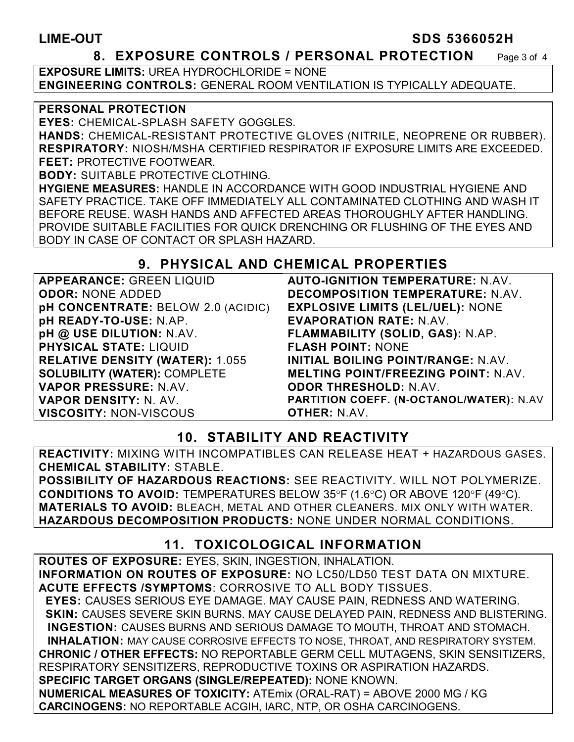## 8. EXPOSURE CONTROLS / PERSONAL PROTECTION

**EXPOSURE LIMITS:** UREA HYDROCHLORIDE = NONE
**ENGINEERING CONTROLS:** GENERAL ROOM VENTILATION IS TYPICALLY ADEQUATE.

**PERSONAL PROTECTION**
**EYES:** CHEMICAL-SPLASH SAFETY GOGGLES.
**HANDS:** CHEMICAL-RESISTANT PROTECTIVE GLOVES (NITRILE, NEOPRENE OR RUBBER).
**RESPIRATORY:** NIOSH/MSHA CERTIFIED RESPIRATOR IF EXPOSURE LIMITS ARE EXCEEDED.
**FEET:** PROTECTIVE FOOTWEAR.
**BODY:** SUITABLE PROTECTIVE CLOTHING.
**HYGIENE MEASURES:** HANDLE IN ACCORDANCE WITH GOOD INDUSTRIAL HYGIENE AND SAFETY PRACTICE. TAKE OFF IMMEDIATELY ALL CONTAMINATED CLOTHING AND WASH IT BEFORE REUSE. WASH HANDS AND AFFECTED AREAS THOROUGHLY AFTER HANDLING. PROVIDE SUITABLE FACILITIES FOR QUICK DRENCHING OR FLUSHING OF THE EYES AND BODY IN CASE OF CONTACT OR SPLASH HAZARD.

## 9. PHYSICAL AND CHEMICAL PROPERTIES

| | |
|---|---|
| **APPEARANCE:** GREEN LIQUID | **AUTO-IGNITION TEMPERATURE:** N.AV. |
| **ODOR:** NONE ADDED | **DECOMPOSITION TEMPERATURE:** N.AV. |
| **pH CONCENTRATE:** BELOW 2.0 (ACIDIC) | **EXPLOSIVE LIMITS (LEL/UEL):** NONE |
| **pH READY-TO-USE:** N.AP. | **EVAPORATION RATE:** N.AV. |
| **pH @ USE DILUTION:** N.AV. | **FLAMMABILITY (SOLID, GAS):** N.AP. |
| **PHYSICAL STATE:** LIQUID | **FLASH POINT:** NONE |
| **RELATIVE DENSITY (WATER):** 1.055 | **INITIAL BOILING POINT/RANGE:** N.AV. |
| **SOLUBILITY (WATER):** COMPLETE | **MELTING POINT/FREEZING POINT:** N.AV. |
| **VAPOR PRESSURE:** N.AV. | **ODOR THRESHOLD:** N.AV. |
| **VAPOR DENSITY:** N. AV. | **PARTITION COEFF. (N-OCTANOL/WATER):** N.AV |
| **VISCOSITY:** NON-VISCOUS | **OTHER:** N.AV. |

## 10. STABILITY AND REACTIVITY

**REACTIVITY:** MIXING WITH INCOMPATIBLES CAN RELEASE HEAT + HAZARDOUS GASES.
**CHEMICAL STABILITY:** STABLE.
**POSSIBILITY OF HAZARDOUS REACTIONS:** SEE REACTIVITY. WILL NOT POLYMERIZE.
**CONDITIONS TO AVOID:** TEMPERATURES BELOW 35°F (1.6°C) OR ABOVE 120°F (49°C).
**MATERIALS TO AVOID:** BLEACH, METAL AND OTHER CLEANERS. MIX ONLY WITH WATER.
**HAZARDOUS DECOMPOSITION PRODUCTS:** NONE UNDER NORMAL CONDITIONS.

## 11. TOXICOLOGICAL INFORMATION

**ROUTES OF EXPOSURE:** EYES, SKIN, INGESTION, INHALATION.
**INFORMATION ON ROUTES OF EXPOSURE:** NO LC50/LD50 TEST DATA ON MIXTURE.
**ACUTE EFFECTS /SYMPTOMS**: CORROSIVE TO ALL BODY TISSUES.
**EYES:** CAUSES SERIOUS EYE DAMAGE. MAY CAUSE PAIN, REDNESS AND WATERING.
**SKIN:** CAUSES SEVERE SKIN BURNS. MAY CAUSE DELAYED PAIN, REDNESS AND BLISTERING.
**INGESTION:** CAUSES BURNS AND SERIOUS DAMAGE TO MOUTH, THROAT AND STOMACH.
**INHALATION:** MAY CAUSE CORROSIVE EFFECTS TO NOSE, THROAT, AND RESPIRATORY SYSTEM.
**CHRONIC / OTHER EFFECTS:** NO REPORTABLE GERM CELL MUTAGENS, SKIN SENSITIZERS, RESPIRATORY SENSITIZERS, REPRODUCTIVE TOXINS OR ASPIRATION HAZARDS.
**SPECIFIC TARGET ORGANS (SINGLE/REPEATED):** NONE KNOWN.
**NUMERICAL MEASURES OF TOXICITY:** ATEmix (ORAL-RAT) = ABOVE 2000 MG / KG
**CARCINOGENS:** NO REPORTABLE ACGIH, IARC, NTP, OR OSHA CARCINOGENS.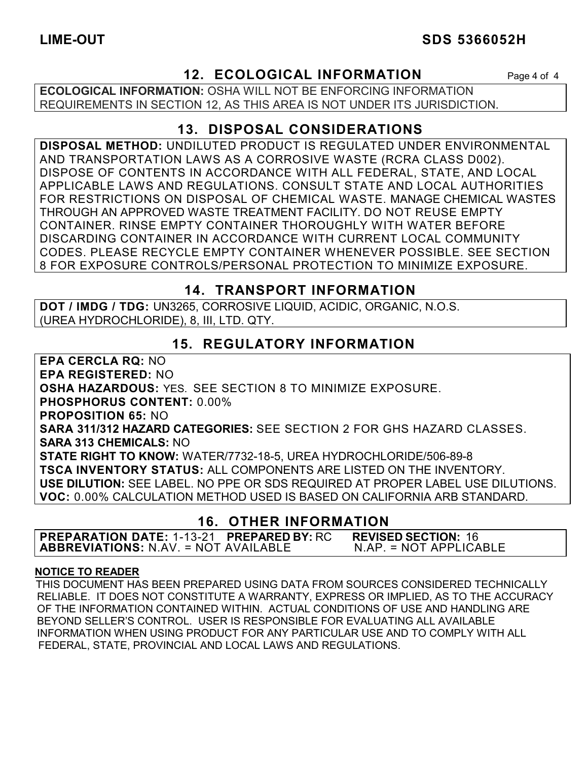## 12. ECOLOGICAL INFORMATION

**ECOLOGICAL INFORMATION:** OSHA WILL NOT BE ENFORCING INFORMATION REQUIREMENTS IN SECTION 12, AS THIS AREA IS NOT UNDER ITS JURISDICTION.

## 13. DISPOSAL CONSIDERATIONS

**DISPOSAL METHOD:** UNDILUTED PRODUCT IS REGULATED UNDER ENVIRONMENTAL AND TRANSPORTATION LAWS AS A CORROSIVE WASTE (RCRA CLASS D002). DISPOSE OF CONTENTS IN ACCORDANCE WITH ALL FEDERAL, STATE, AND LOCAL APPLICABLE LAWS AND REGULATIONS. CONSULT STATE AND LOCAL AUTHORITIES FOR RESTRICTIONS ON DISPOSAL OF CHEMICAL WASTE. MANAGE CHEMICAL WASTES THROUGH AN APPROVED WASTE TREATMENT FACILITY. DO NOT REUSE EMPTY CONTAINER. RINSE EMPTY CONTAINER THOROUGHLY WITH WATER BEFORE DISCARDING CONTAINER IN ACCORDANCE WITH CURRENT LOCAL COMMUNITY CODES. PLEASE RECYCLE EMPTY CONTAINER WHENEVER POSSIBLE. SEE SECTION 8 FOR EXPOSURE CONTROLS/PERSONAL PROTECTION TO MINIMIZE EXPOSURE.

## 14. TRANSPORT INFORMATION

**DOT / IMDG / TDG:** UN3265, CORROSIVE LIQUID, ACIDIC, ORGANIC, N.O.S. (UREA HYDROCHLORIDE), 8, III, LTD. QTY.

## 15. REGULATORY INFORMATION

**EPA CERCLA RQ:** NO
**EPA REGISTERED:** NO
**OSHA HAZARDOUS:** YES. SEE SECTION 8 TO MINIMIZE EXPOSURE.
**PHOSPHORUS CONTENT:** 0.00%
**PROPOSITION 65:** NO
**SARA 311/312 HAZARD CATEGORIES:** SEE SECTION 2 FOR GHS HAZARD CLASSES.
**SARA 313 CHEMICALS:** NO
**STATE RIGHT TO KNOW:** WATER/7732-18-5, UREA HYDROCHLORIDE/506-89-8
**TSCA INVENTORY STATUS:** ALL COMPONENTS ARE LISTED ON THE INVENTORY.
**USE DILUTION:** SEE LABEL. NO PPE OR SDS REQUIRED AT PROPER LABEL USE DILUTIONS.
**VOC:** 0.00% CALCULATION METHOD USED IS BASED ON CALIFORNIA ARB STANDARD.

## 16. OTHER INFORMATION

**PREPARATION DATE:** 1-13-21 **PREPARED BY:** RC **REVISED SECTION:** 16
**ABBREVIATIONS:** N.AV. = NOT AVAILABLE N.AP. = NOT APPLICABLE

**NOTICE TO READER**

THIS DOCUMENT HAS BEEN PREPARED USING DATA FROM SOURCES CONSIDERED TECHNICALLY RELIABLE. IT DOES NOT CONSTITUTE A WARRANTY, EXPRESS OR IMPLIED, AS TO THE ACCURACY OF THE INFORMATION CONTAINED WITHIN. ACTUAL CONDITIONS OF USE AND HANDLING ARE BEYOND SELLER'S CONTROL. USER IS RESPONSIBLE FOR EVALUATING ALL AVAILABLE INFORMATION WHEN USING PRODUCT FOR ANY PARTICULAR USE AND TO COMPLY WITH ALL FEDERAL, STATE, PROVINCIAL AND LOCAL LAWS AND REGULATIONS.